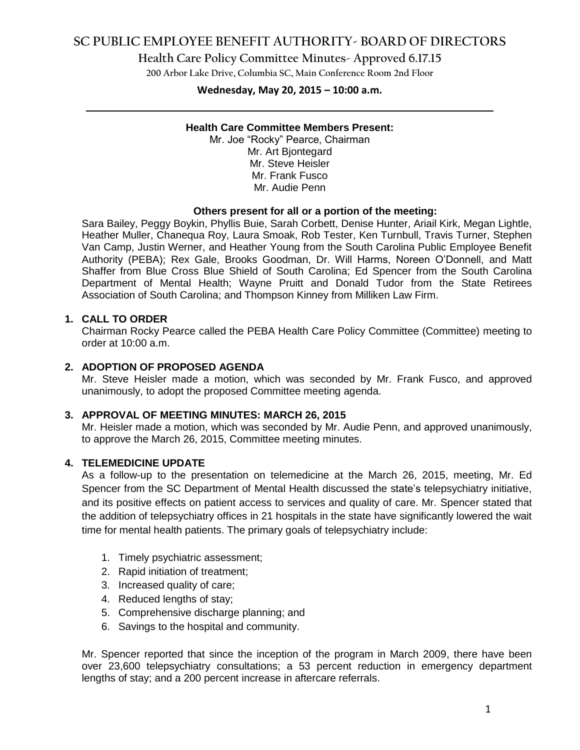# SC PUBLIC EMPLOYEE BENEFIT AUTHORITY- BOARD OF DIRECTORS

## Health Care Policy Committee Minutes- Approved 6.17.15

200 Arbor Lake Drive, Columbia SC, Main Conference Room 2nd Floor

**Wednesday, May 20, 2015 – 10:00 a.m.**

---

**Health Care Committee Members Present:**

Mr. Joe "Rocky" Pearce, Chairman
Mr. Art Bjontegard
Mr. Steve Heisler
Mr. Frank Fusco
Mr. Audie Penn

**Others present for all or a portion of the meeting:**

Sara Bailey, Peggy Boykin, Phyllis Buie, Sarah Corbett, Denise Hunter, Ariail Kirk, Megan Lightle, Heather Muller, Chanequa Roy, Laura Smoak, Rob Tester, Ken Turnbull, Travis Turner, Stephen Van Camp, Justin Werner, and Heather Young from the South Carolina Public Employee Benefit Authority (PEBA); Rex Gale, Brooks Goodman, Dr. Will Harms, Noreen O'Donnell, and Matt Shaffer from Blue Cross Blue Shield of South Carolina; Ed Spencer from the South Carolina Department of Mental Health; Wayne Pruitt and Donald Tudor from the State Retirees Association of South Carolina; and Thompson Kinney from Milliken Law Firm.

**1. CALL TO ORDER**

Chairman Rocky Pearce called the PEBA Health Care Policy Committee (Committee) meeting to order at 10:00 a.m.

**2. ADOPTION OF PROPOSED AGENDA**

Mr. Steve Heisler made a motion, which was seconded by Mr. Frank Fusco, and approved unanimously, to adopt the proposed Committee meeting agenda.

**3. APPROVAL OF MEETING MINUTES: MARCH 26, 2015**

Mr. Heisler made a motion, which was seconded by Mr. Audie Penn, and approved unanimously, to approve the March 26, 2015, Committee meeting minutes.

**4. TELEMEDICINE UPDATE**

As a follow-up to the presentation on telemedicine at the March 26, 2015, meeting, Mr. Ed Spencer from the SC Department of Mental Health discussed the state's telepsychiatry initiative, and its positive effects on patient access to services and quality of care. Mr. Spencer stated that the addition of telepsychiatry offices in 21 hospitals in the state have significantly lowered the wait time for mental health patients. The primary goals of telepsychiatry include:

1. Timely psychiatric assessment;
2. Rapid initiation of treatment;
3. Increased quality of care;
4. Reduced lengths of stay;
5. Comprehensive discharge planning; and
6. Savings to the hospital and community.

Mr. Spencer reported that since the inception of the program in March 2009, there have been over 23,600 telepsychiatry consultations; a 53 percent reduction in emergency department lengths of stay; and a 200 percent increase in aftercare referrals.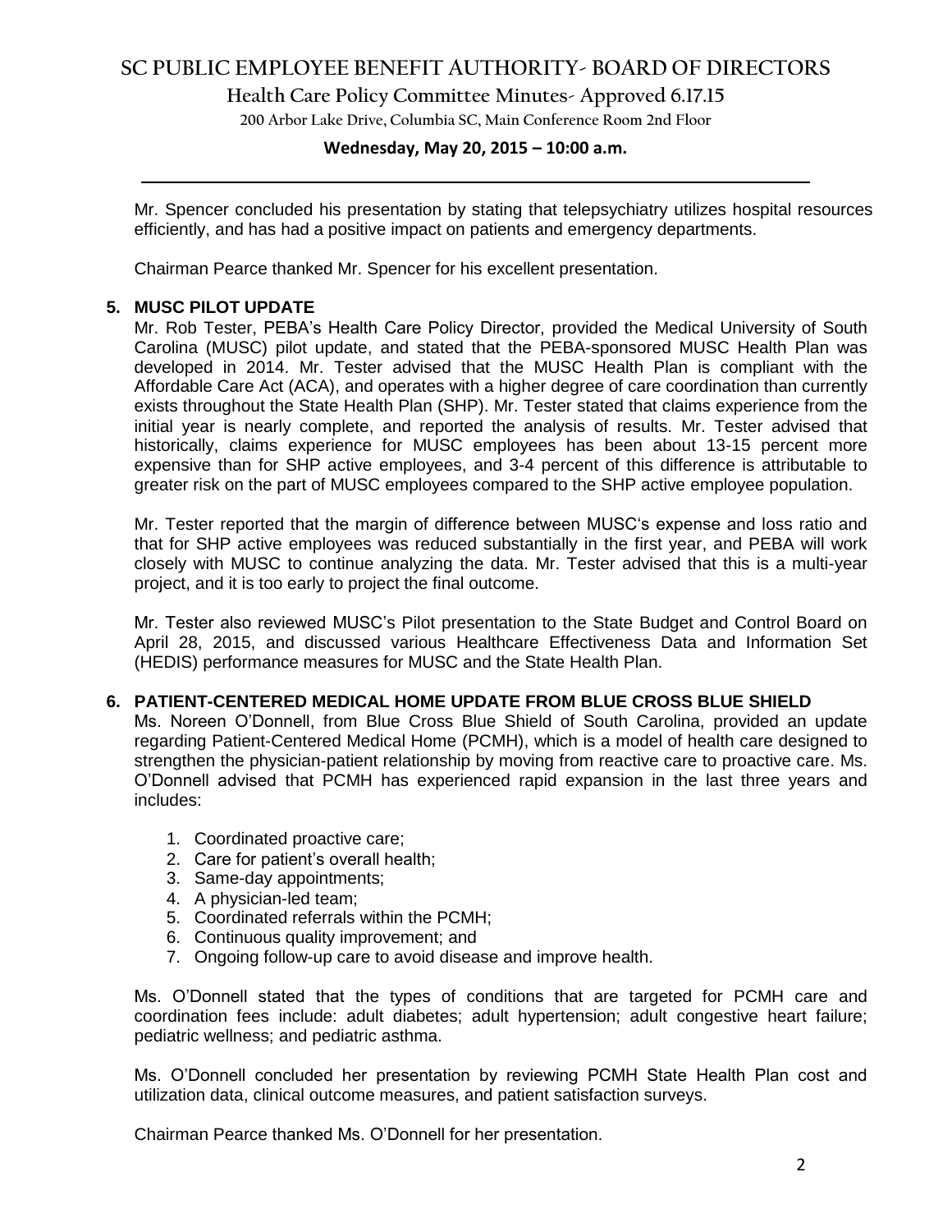Mr. Spencer concluded his presentation by stating that telepsychiatry utilizes hospital resources efficiently, and has had a positive impact on patients and emergency departments.

Chairman Pearce thanked Mr. Spencer for his excellent presentation.

**5. MUSC PILOT UPDATE**

Mr. Rob Tester, PEBA's Health Care Policy Director, provided the Medical University of South Carolina (MUSC) pilot update, and stated that the PEBA-sponsored MUSC Health Plan was developed in 2014. Mr. Tester advised that the MUSC Health Plan is compliant with the Affordable Care Act (ACA), and operates with a higher degree of care coordination than currently exists throughout the State Health Plan (SHP). Mr. Tester stated that claims experience from the initial year is nearly complete, and reported the analysis of results. Mr. Tester advised that historically, claims experience for MUSC employees has been about 13-15 percent more expensive than for SHP active employees, and 3-4 percent of this difference is attributable to greater risk on the part of MUSC employees compared to the SHP active employee population.

Mr. Tester reported that the margin of difference between MUSC's expense and loss ratio and that for SHP active employees was reduced substantially in the first year, and PEBA will work closely with MUSC to continue analyzing the data. Mr. Tester advised that this is a multi-year project, and it is too early to project the final outcome.

Mr. Tester also reviewed MUSC's Pilot presentation to the State Budget and Control Board on April 28, 2015, and discussed various Healthcare Effectiveness Data and Information Set (HEDIS) performance measures for MUSC and the State Health Plan.

**6. PATIENT-CENTERED MEDICAL HOME UPDATE FROM BLUE CROSS BLUE SHIELD**

Ms. Noreen O'Donnell, from Blue Cross Blue Shield of South Carolina, provided an update regarding Patient-Centered Medical Home (PCMH), which is a model of health care designed to strengthen the physician-patient relationship by moving from reactive care to proactive care. Ms. O'Donnell advised that PCMH has experienced rapid expansion in the last three years and includes:

1. Coordinated proactive care;
2. Care for patient's overall health;
3. Same-day appointments;
4. A physician-led team;
5. Coordinated referrals within the PCMH;
6. Continuous quality improvement; and
7. Ongoing follow-up care to avoid disease and improve health.

Ms. O'Donnell stated that the types of conditions that are targeted for PCMH care and coordination fees include: adult diabetes; adult hypertension; adult congestive heart failure; pediatric wellness; and pediatric asthma.

Ms. O'Donnell concluded her presentation by reviewing PCMH State Health Plan cost and utilization data, clinical outcome measures, and patient satisfaction surveys.

Chairman Pearce thanked Ms. O'Donnell for her presentation.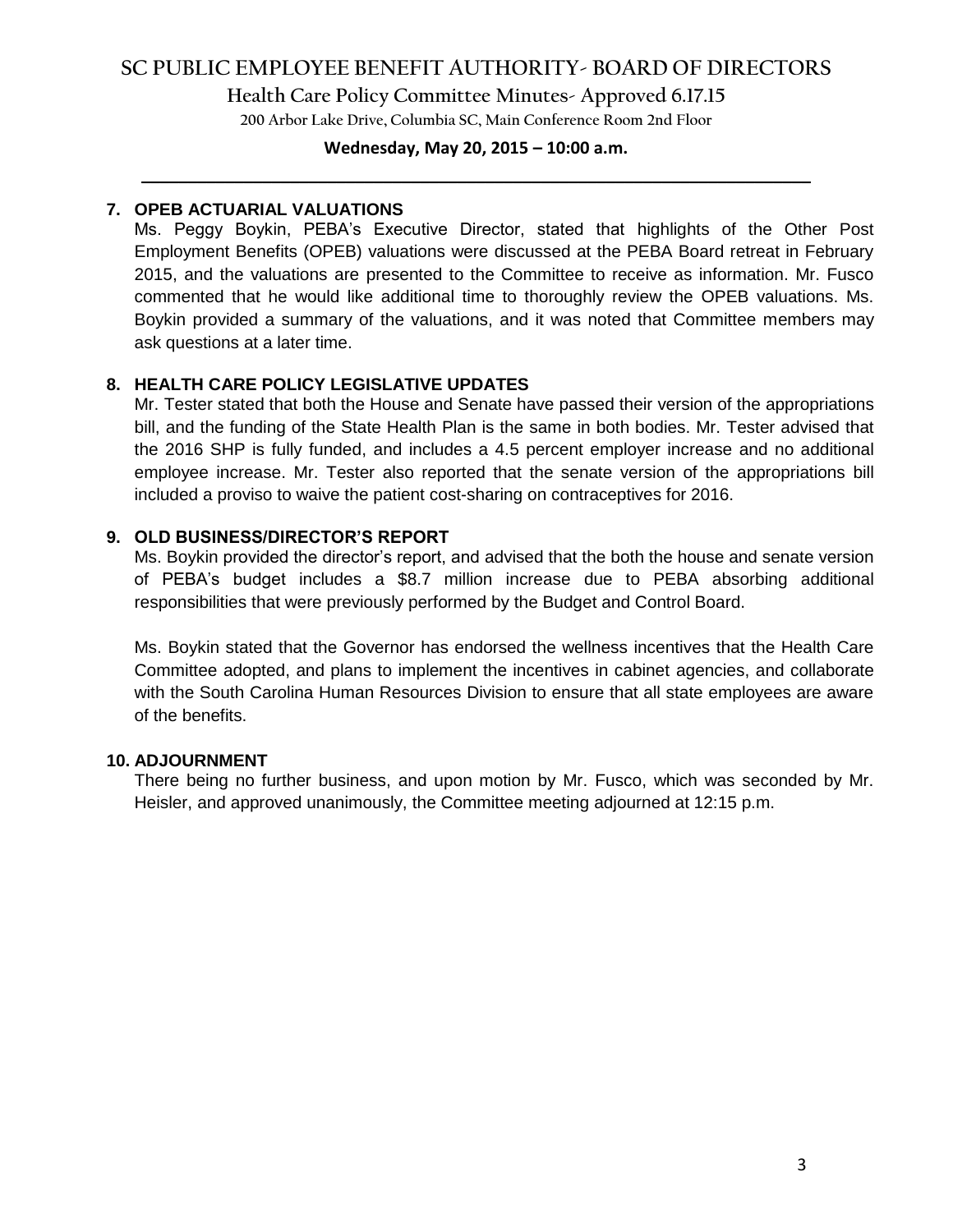## 7. OPEB ACTUARIAL VALUATIONS

Ms. Peggy Boykin, PEBA's Executive Director, stated that highlights of the Other Post Employment Benefits (OPEB) valuations were discussed at the PEBA Board retreat in February 2015, and the valuations are presented to the Committee to receive as information. Mr. Fusco commented that he would like additional time to thoroughly review the OPEB valuations. Ms. Boykin provided a summary of the valuations, and it was noted that Committee members may ask questions at a later time.

## 8. HEALTH CARE POLICY LEGISLATIVE UPDATES

Mr. Tester stated that both the House and Senate have passed their version of the appropriations bill, and the funding of the State Health Plan is the same in both bodies. Mr. Tester advised that the 2016 SHP is fully funded, and includes a 4.5 percent employer increase and no additional employee increase. Mr. Tester also reported that the senate version of the appropriations bill included a proviso to waive the patient cost-sharing on contraceptives for 2016.

## 9. OLD BUSINESS/DIRECTOR'S REPORT

Ms. Boykin provided the director's report, and advised that the both the house and senate version of PEBA's budget includes a $8.7 million increase due to PEBA absorbing additional responsibilities that were previously performed by the Budget and Control Board.

Ms. Boykin stated that the Governor has endorsed the wellness incentives that the Health Care Committee adopted, and plans to implement the incentives in cabinet agencies, and collaborate with the South Carolina Human Resources Division to ensure that all state employees are aware of the benefits.

## 10. ADJOURNMENT

There being no further business, and upon motion by Mr. Fusco, which was seconded by Mr. Heisler, and approved unanimously, the Committee meeting adjourned at 12:15 p.m.